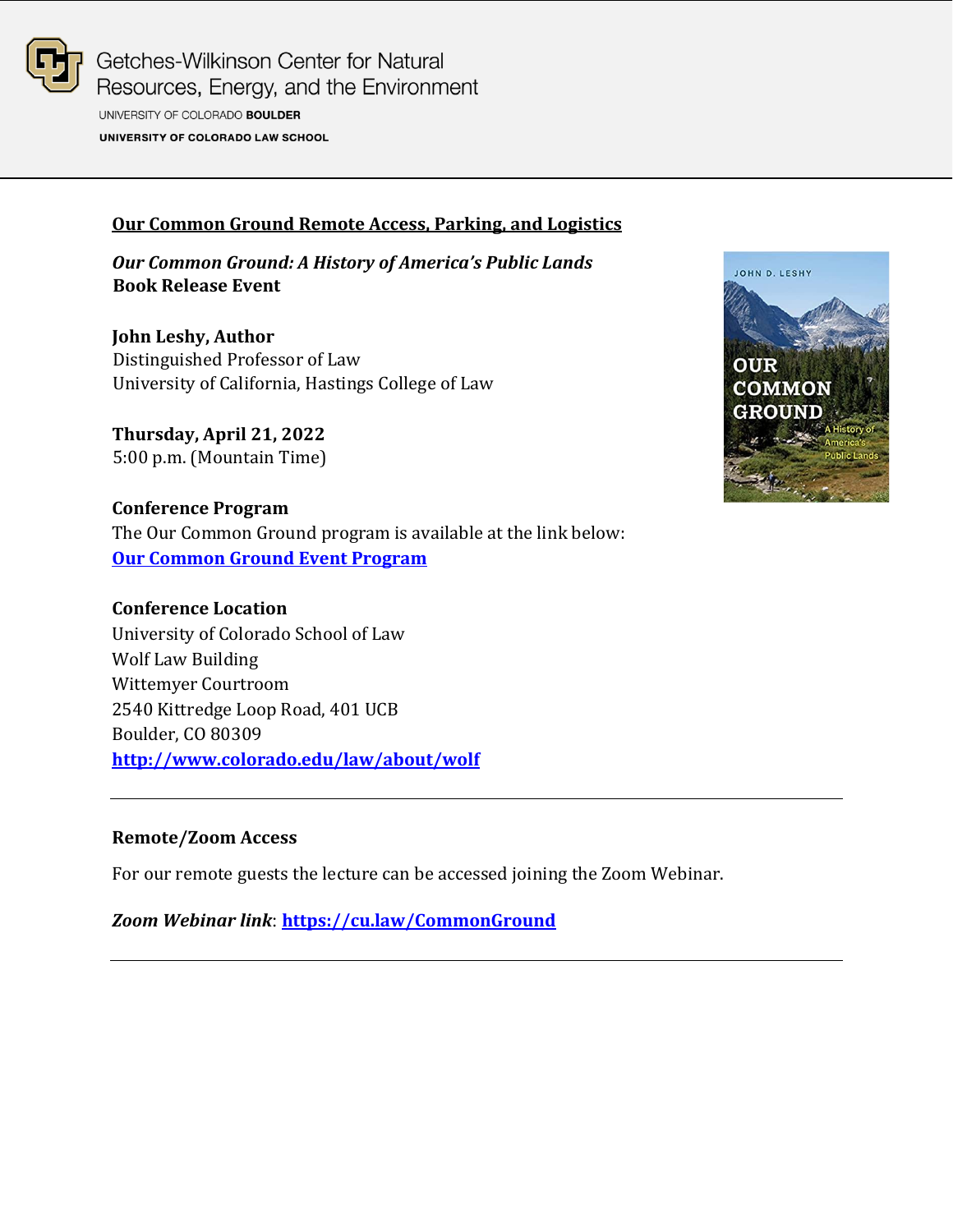Getches-Wilkinson Center for Natural Resources, Energy, and the Environment

UNIVERSITY OF COLORADO **BOULDER**

**UNIVERSITY OF COLORADO LAW SCHOOL**

## Our Common Ground Remote Access, Parking, and Logistics

***Our Common Ground: A History of America's Public Lands***
**Book Release Event**

**John Leshy, Author**
Distinguished Professor of Law
University of California, Hastings College of Law

**Thursday, April 21, 2022**
5:00 p.m. (Mountain Time)

**Conference Program**
The Our Common Ground program is available at the link below:
**Our Common Ground Event Program**

**Conference Location**
University of Colorado School of Law
Wolf Law Building
Wittemyer Courtroom
2540 Kittredge Loop Road, 401 UCB
Boulder, CO 80309
**http://www.colorado.edu/law/about/wolf**

---

**Remote/Zoom Access**

For our remote guests the lecture can be accessed joining the Zoom Webinar.

***Zoom Webinar link***: **https://cu.law/CommonGround**

---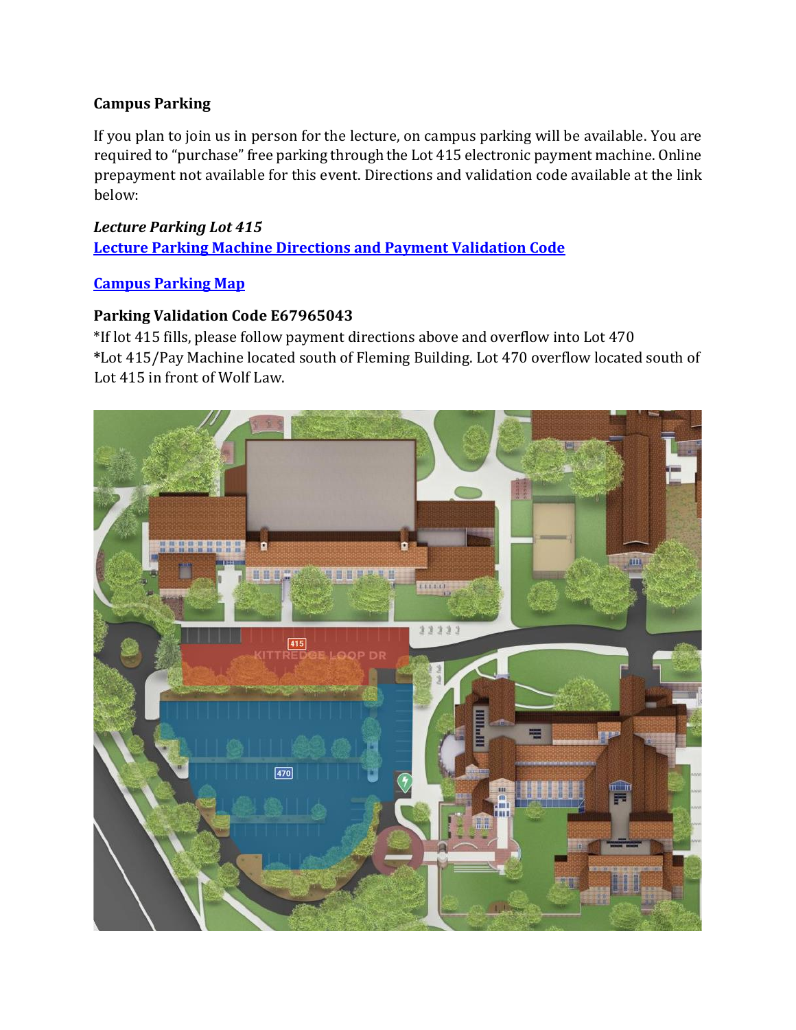**Campus Parking**

If you plan to join us in person for the lecture, on campus parking will be available. You are required to "purchase" free parking through the Lot 415 electronic payment machine. Online prepayment not available for this event. Directions and validation code available at the link below:

***Lecture Parking Lot 415***
**Lecture Parking Machine Directions and Payment Validation Code**

**Campus Parking Map**

**Parking Validation Code E67965043**
*If lot 415 fills, please follow payment directions above and overflow into Lot 470
*Lot 415/Pay Machine located south of Fleming Building. Lot 470 overflow located south of Lot 415 in front of Wolf Law.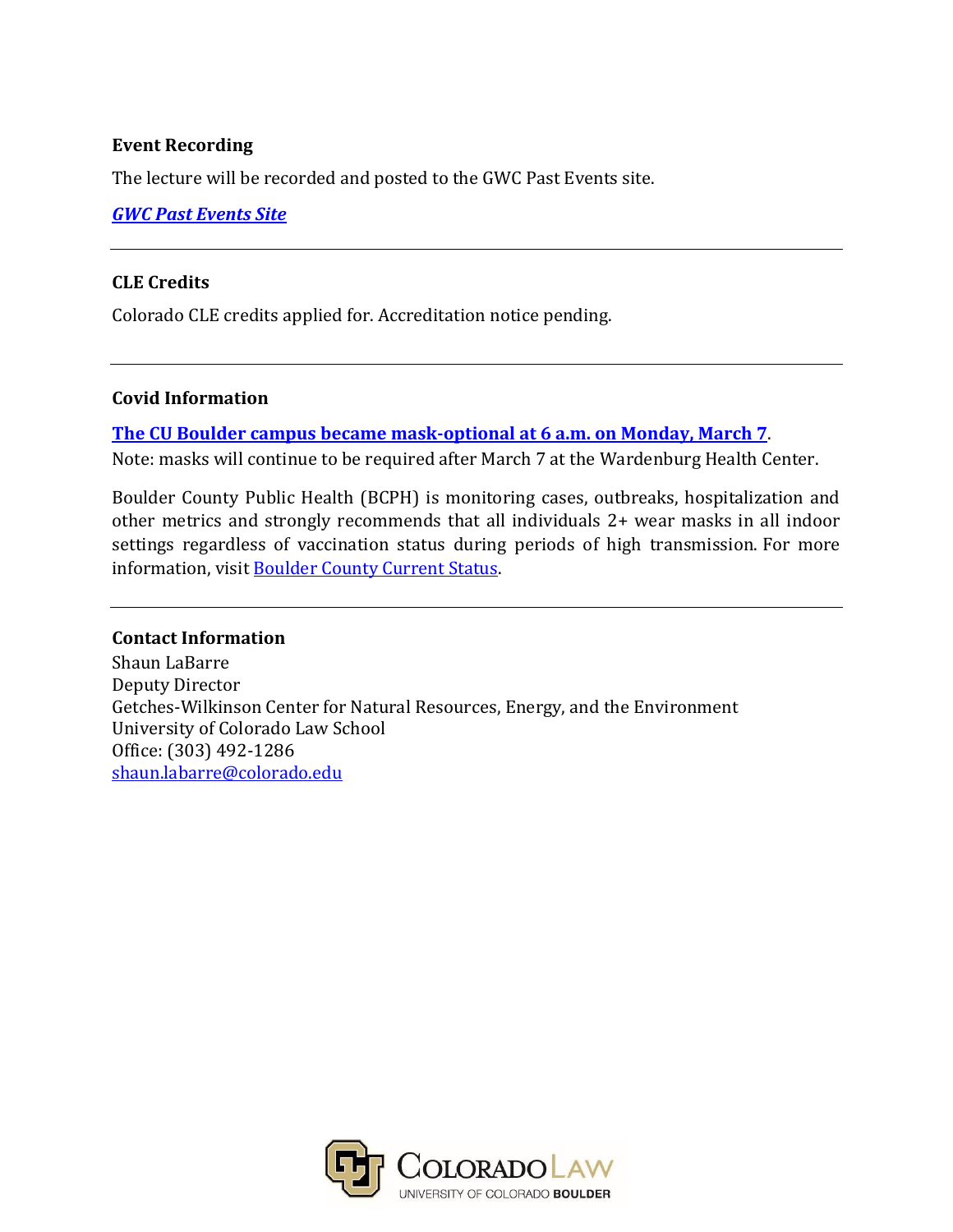### Event Recording

The lecture will be recorded and posted to the GWC Past Events site.

***GWC Past Events Site***

---

### CLE Credits

Colorado CLE credits applied for. Accreditation notice pending.

---

### Covid Information

**The CU Boulder campus became mask-optional at 6 a.m. on Monday, March 7**.
Note: masks will continue to be required after March 7 at the Wardenburg Health Center.

Boulder County Public Health (BCPH) is monitoring cases, outbreaks, hospitalization and other metrics and strongly recommends that all individuals 2+ wear masks in all indoor settings regardless of vaccination status during periods of high transmission. For more information, visit Boulder County Current Status.

---

### Contact Information

Shaun LaBarre
Deputy Director
Getches-Wilkinson Center for Natural Resources, Energy, and the Environment
University of Colorado Law School
Office: (303) 492-1286
shaun.labarre@colorado.edu

COLORADO LAW
UNIVERSITY OF COLORADO BOULDER